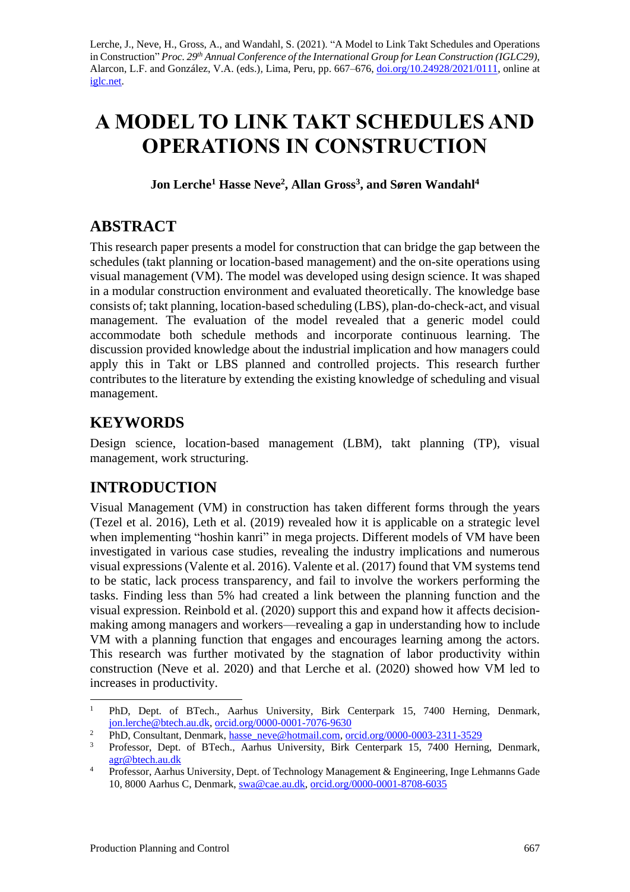Lerche, J., Neve, H., Gross, A., and Wandahl, S. (2021). "A Model to Link Takt Schedules and Operations in Construction" *Proc. 29th Annual Conference of the International Group for Lean Construction (IGLC29),* Alarcon, L.F. and González, V.A. (eds.), Lima, Peru, pp. 667–676, doi.org/10.24928/2021/0111, online at iglc.net.

# A MODEL TO LINK TAKT SCHEDULES AND OPERATIONS IN CONSTRUCTION

**Jon Lerche[1] Hasse Neve[2], Allan Gross[3], and Søren Wandahl[4]**

## ABSTRACT

This research paper presents a model for construction that can bridge the gap between the schedules (takt planning or location-based management) and the on-site operations using visual management (VM). The model was developed using design science. It was shaped in a modular construction environment and evaluated theoretically. The knowledge base consists of; takt planning, location-based scheduling (LBS), plan-do-check-act, and visual management. The evaluation of the model revealed that a generic model could accommodate both schedule methods and incorporate continuous learning. The discussion provided knowledge about the industrial implication and how managers could apply this in Takt or LBS planned and controlled projects. This research further contributes to the literature by extending the existing knowledge of scheduling and visual management.

## KEYWORDS

Design science, location-based management (LBM), takt planning (TP), visual management, work structuring.

## INTRODUCTION

Visual Management (VM) in construction has taken different forms through the years (Tezel et al. 2016), Leth et al. (2019) revealed how it is applicable on a strategic level when implementing "hoshin kanri" in mega projects. Different models of VM have been investigated in various case studies, revealing the industry implications and numerous visual expressions (Valente et al. 2016). Valente et al. (2017) found that VM systems tend to be static, lack process transparency, and fail to involve the workers performing the tasks. Finding less than 5% had created a link between the planning function and the visual expression. Reinbold et al. (2020) support this and expand how it affects decision-making among managers and workers—revealing a gap in understanding how to include VM with a planning function that engages and encourages learning among the actors. This research was further motivated by the stagnation of labor productivity within construction (Neve et al. 2020) and that Lerche et al. (2020) showed how VM led to increases in productivity.

---

[1] PhD, Dept. of BTech., Aarhus University, Birk Centerpark 15, 7400 Herning, Denmark, jon.lerche@btech.au.dk, orcid.org/0000-0001-7076-9630

[2] PhD, Consultant, Denmark, hasse_neve@hotmail.com, orcid.org/0000-0003-2311-3529

[3] Professor, Dept. of BTech., Aarhus University, Birk Centerpark 15, 7400 Herning, Denmark, agr@btech.au.dk

[4] Professor, Aarhus University, Dept. of Technology Management & Engineering, Inge Lehmanns Gade 10, 8000 Aarhus C, Denmark, swa@cae.au.dk, orcid.org/0000-0001-8708-6035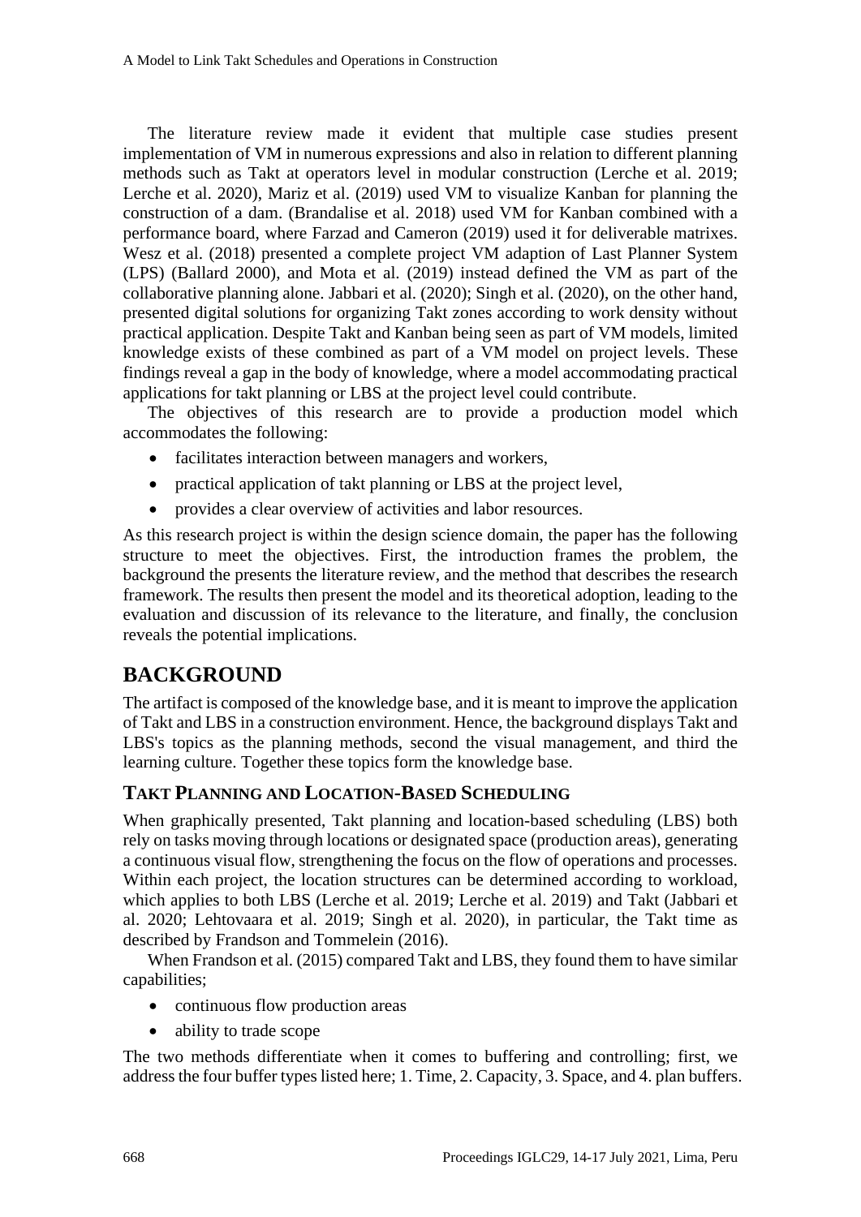The literature review made it evident that multiple case studies present implementation of VM in numerous expressions and also in relation to different planning methods such as Takt at operators level in modular construction (Lerche et al. 2019; Lerche et al. 2020), Mariz et al. (2019) used VM to visualize Kanban for planning the construction of a dam. (Brandalise et al. 2018) used VM for Kanban combined with a performance board, where Farzad and Cameron (2019) used it for deliverable matrixes. Wesz et al. (2018) presented a complete project VM adaption of Last Planner System (LPS) (Ballard 2000), and Mota et al. (2019) instead defined the VM as part of the collaborative planning alone. Jabbari et al. (2020); Singh et al. (2020), on the other hand, presented digital solutions for organizing Takt zones according to work density without practical application. Despite Takt and Kanban being seen as part of VM models, limited knowledge exists of these combined as part of a VM model on project levels. These findings reveal a gap in the body of knowledge, where a model accommodating practical applications for takt planning or LBS at the project level could contribute.

The objectives of this research are to provide a production model which accommodates the following:

- facilitates interaction between managers and workers,
- practical application of takt planning or LBS at the project level,
- provides a clear overview of activities and labor resources.

As this research project is within the design science domain, the paper has the following structure to meet the objectives. First, the introduction frames the problem, the background the presents the literature review, and the method that describes the research framework. The results then present the model and its theoretical adoption, leading to the evaluation and discussion of its relevance to the literature, and finally, the conclusion reveals the potential implications.

# BACKGROUND

The artifact is composed of the knowledge base, and it is meant to improve the application of Takt and LBS in a construction environment. Hence, the background displays Takt and LBS's topics as the planning methods, second the visual management, and third the learning culture. Together these topics form the knowledge base.

## TAKT PLANNING AND LOCATION-BASED SCHEDULING

When graphically presented, Takt planning and location-based scheduling (LBS) both rely on tasks moving through locations or designated space (production areas), generating a continuous visual flow, strengthening the focus on the flow of operations and processes. Within each project, the location structures can be determined according to workload, which applies to both LBS (Lerche et al. 2019; Lerche et al. 2019) and Takt (Jabbari et al. 2020; Lehtovaara et al. 2019; Singh et al. 2020), in particular, the Takt time as described by Frandson and Tommelein (2016).

When Frandson et al. (2015) compared Takt and LBS, they found them to have similar capabilities;

- continuous flow production areas
- ability to trade scope

The two methods differentiate when it comes to buffering and controlling; first, we address the four buffer types listed here; 1. Time, 2. Capacity, 3. Space, and 4. plan buffers.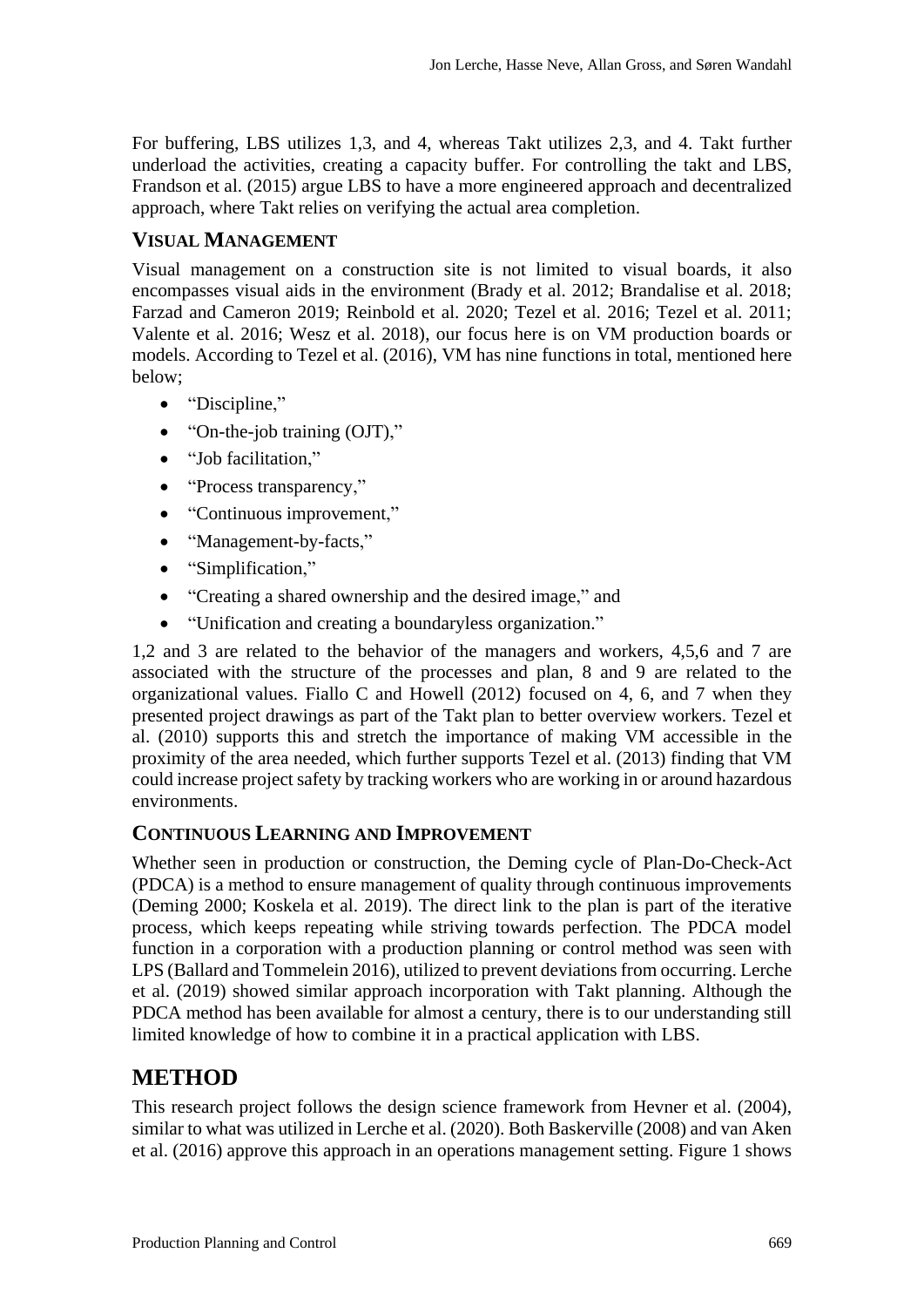For buffering, LBS utilizes 1,3, and 4, whereas Takt utilizes 2,3, and 4. Takt further underload the activities, creating a capacity buffer. For controlling the takt and LBS, Frandson et al. (2015) argue LBS to have a more engineered approach and decentralized approach, where Takt relies on verifying the actual area completion.

### VISUAL MANAGEMENT

Visual management on a construction site is not limited to visual boards, it also encompasses visual aids in the environment (Brady et al. 2012; Brandalise et al. 2018; Farzad and Cameron 2019; Reinbold et al. 2020; Tezel et al. 2016; Tezel et al. 2011; Valente et al. 2016; Wesz et al. 2018), our focus here is on VM production boards or models. According to Tezel et al. (2016), VM has nine functions in total, mentioned here below;

- "Discipline,"
- "On-the-job training (OJT),"
- "Job facilitation,"
- "Process transparency,"
- "Continuous improvement,"
- "Management-by-facts,"
- "Simplification,"
- "Creating a shared ownership and the desired image," and
- "Unification and creating a boundaryless organization."

1,2 and 3 are related to the behavior of the managers and workers, 4,5,6 and 7 are associated with the structure of the processes and plan, 8 and 9 are related to the organizational values. Fiallo C and Howell (2012) focused on 4, 6, and 7 when they presented project drawings as part of the Takt plan to better overview workers. Tezel et al. (2010) supports this and stretch the importance of making VM accessible in the proximity of the area needed, which further supports Tezel et al. (2013) finding that VM could increase project safety by tracking workers who are working in or around hazardous environments.

### CONTINUOUS LEARNING AND IMPROVEMENT

Whether seen in production or construction, the Deming cycle of Plan-Do-Check-Act (PDCA) is a method to ensure management of quality through continuous improvements (Deming 2000; Koskela et al. 2019). The direct link to the plan is part of the iterative process, which keeps repeating while striving towards perfection. The PDCA model function in a corporation with a production planning or control method was seen with LPS (Ballard and Tommelein 2016), utilized to prevent deviations from occurring. Lerche et al. (2019) showed similar approach incorporation with Takt planning. Although the PDCA method has been available for almost a century, there is to our understanding still limited knowledge of how to combine it in a practical application with LBS.

## METHOD

This research project follows the design science framework from Hevner et al. (2004), similar to what was utilized in Lerche et al. (2020). Both Baskerville (2008) and van Aken et al. (2016) approve this approach in an operations management setting. Figure 1 shows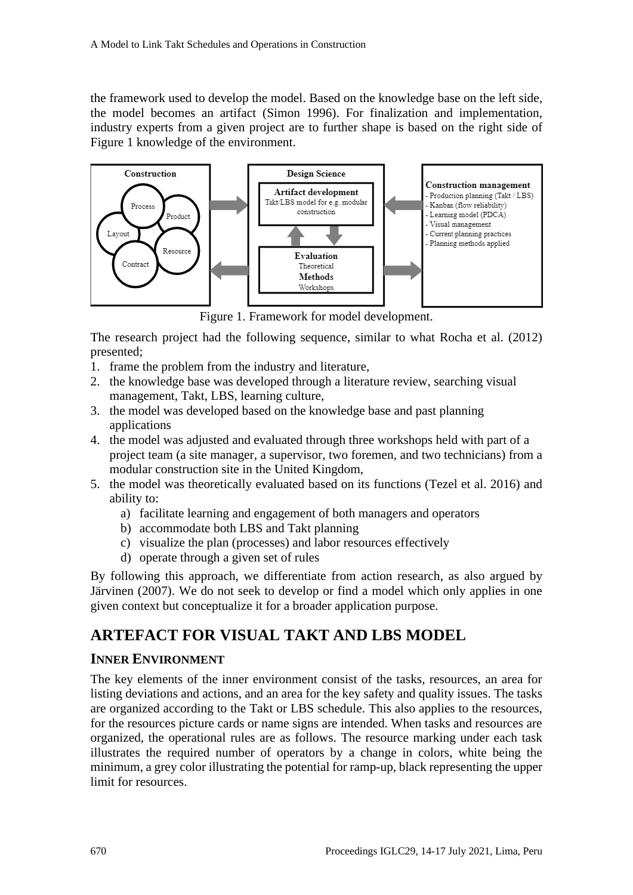the framework used to develop the model. Based on the knowledge base on the left side, the model becomes an artifact (Simon 1996). For finalization and implementation, industry experts from a given project are to further shape is based on the right side of Figure 1 knowledge of the environment.

Construction

Process

Product

Layout

Resource

Contract

Design Science

Artifact development

Takt/LBS model for e.g. modular construction

Evaluation

Theoretical

Methods

Workshops

Construction management

- Production planning (Takt / LBS)
- Kanban (flow reliability)
- Learning model (PDCA)
- Visual management
- Current planning practices
- Planning methods applied

Figure 1. Framework for model development.

The research project had the following sequence, similar to what Rocha et al. (2012) presented;

1. frame the problem from the industry and literature,
2. the knowledge base was developed through a literature review, searching visual management, Takt, LBS, learning culture,
3. the model was developed based on the knowledge base and past planning applications
4. the model was adjusted and evaluated through three workshops held with part of a project team (a site manager, a supervisor, two foremen, and two technicians) from a modular construction site in the United Kingdom,
5. the model was theoretically evaluated based on its functions (Tezel et al. 2016) and ability to:
   a) facilitate learning and engagement of both managers and operators
   b) accommodate both LBS and Takt planning
   c) visualize the plan (processes) and labor resources effectively
   d) operate through a given set of rules

By following this approach, we differentiate from action research, as also argued by Järvinen (2007). We do not seek to develop or find a model which only applies in one given context but conceptualize it for a broader application purpose.

## ARTEFACT FOR VISUAL TAKT AND LBS MODEL

### INNER ENVIRONMENT

The key elements of the inner environment consist of the tasks, resources, an area for listing deviations and actions, and an area for the key safety and quality issues. The tasks are organized according to the Takt or LBS schedule. This also applies to the resources, for the resources picture cards or name signs are intended. When tasks and resources are organized, the operational rules are as follows. The resource marking under each task illustrates the required number of operators by a change in colors, white being the minimum, a grey color illustrating the potential for ramp-up, black representing the upper limit for resources.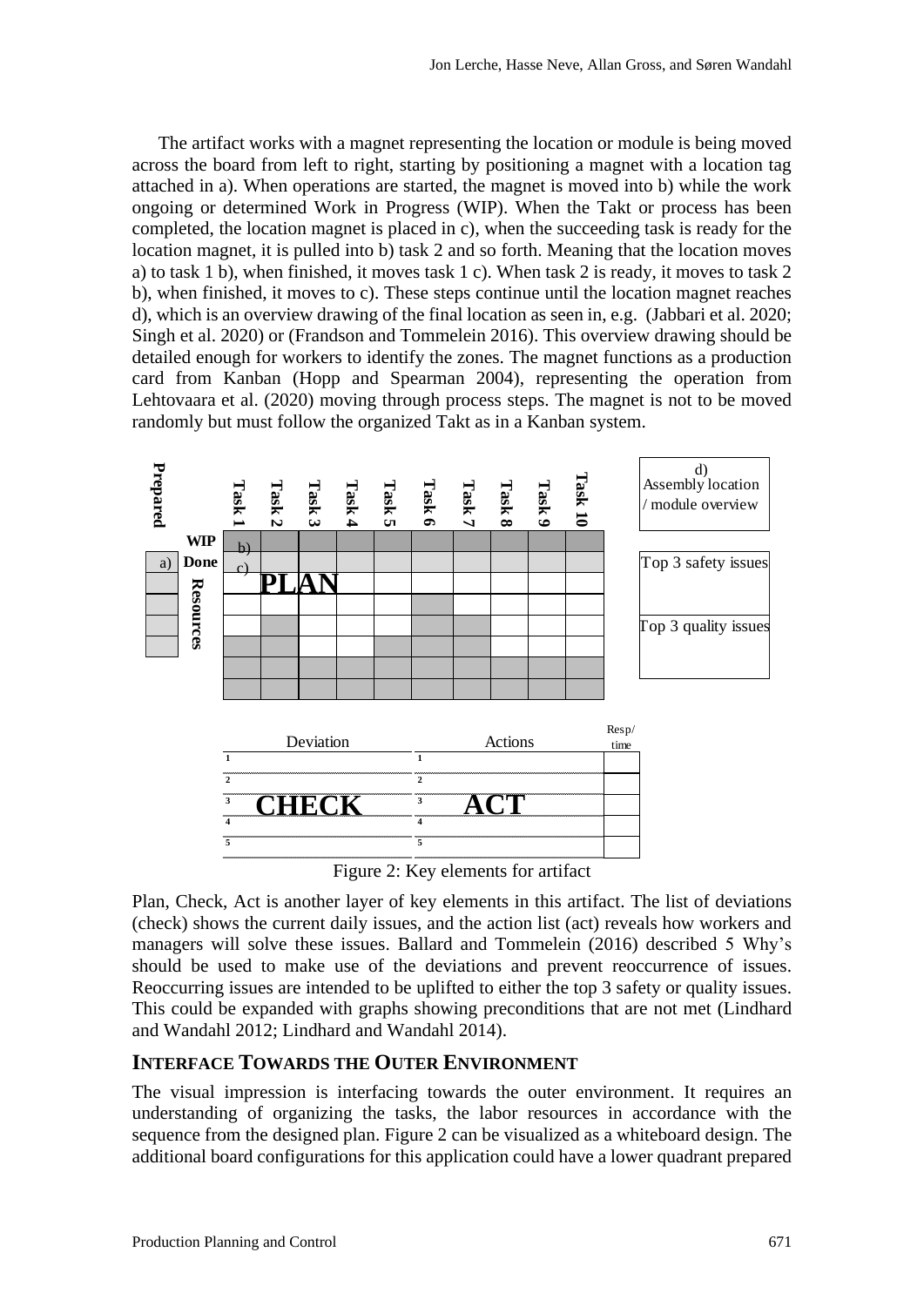The artifact works with a magnet representing the location or module is being moved across the board from left to right, starting by positioning a magnet with a location tag attached in a). When operations are started, the magnet is moved into b) while the work ongoing or determined Work in Progress (WIP). When the Takt or process has been completed, the location magnet is placed in c), when the succeeding task is ready for the location magnet, it is pulled into b) task 2 and so forth. Meaning that the location moves a) to task 1 b), when finished, it moves task 1 c). When task 2 is ready, it moves to task 2 b), when finished, it moves to c). These steps continue until the location magnet reaches d), which is an overview drawing of the final location as seen in, e.g. (Jabbari et al. 2020; Singh et al. 2020) or (Frandson and Tommelein 2016). This overview drawing should be detailed enough for workers to identify the zones. The magnet functions as a production card from Kanban (Hopp and Spearman 2004), representing the operation from Lehtovaara et al. (2020) moving through process steps. The magnet is not to be moved randomly but must follow the organized Takt as in a Kanban system.

Prepared
WIP
a) Done
Resources
Task 1 Task 2 Task 3 Task 4 Task 5 Task 6 Task 7 Task 8 Task 9 Task 10
b)
c)
PLAN
d) Assembly location / module overview
Top 3 safety issues
Top 3 quality issues
Deviation
Actions
Resp/ time
1 2 3 4 5
CHECK
1 2 3 4 5
ACT

Figure 2: Key elements for artifact

Plan, Check, Act is another layer of key elements in this artifact. The list of deviations (check) shows the current daily issues, and the action list (act) reveals how workers and managers will solve these issues. Ballard and Tommelein (2016) described 5 Why's should be used to make use of the deviations and prevent reoccurrence of issues. Reoccurring issues are intended to be uplifted to either the top 3 safety or quality issues. This could be expanded with graphs showing preconditions that are not met (Lindhard and Wandahl 2012; Lindhard and Wandahl 2014).

## INTERFACE TOWARDS THE OUTER ENVIRONMENT

The visual impression is interfacing towards the outer environment. It requires an understanding of organizing the tasks, the labor resources in accordance with the sequence from the designed plan. Figure 2 can be visualized as a whiteboard design. The additional board configurations for this application could have a lower quadrant prepared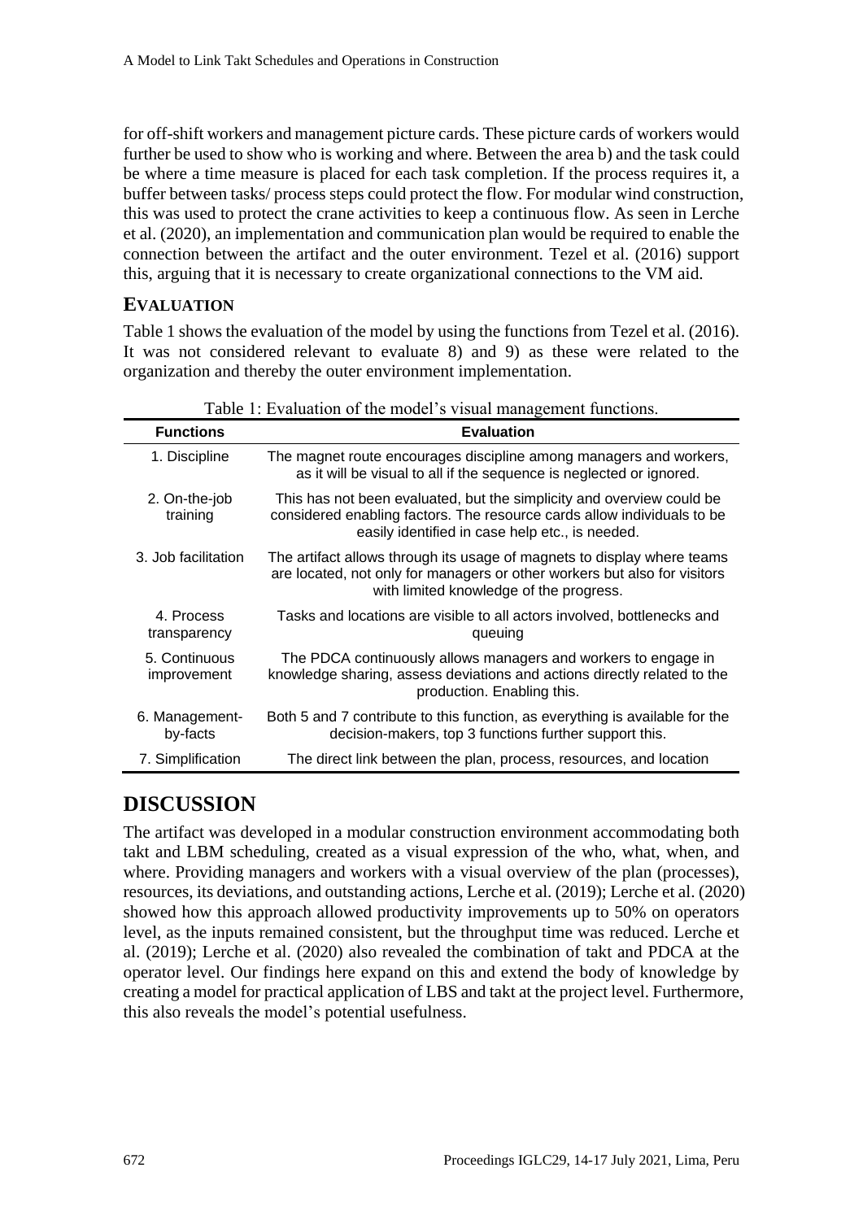for off-shift workers and management picture cards. These picture cards of workers would further be used to show who is working and where. Between the area b) and the task could be where a time measure is placed for each task completion. If the process requires it, a buffer between tasks/ process steps could protect the flow. For modular wind construction, this was used to protect the crane activities to keep a continuous flow. As seen in Lerche et al. (2020), an implementation and communication plan would be required to enable the connection between the artifact and the outer environment. Tezel et al. (2016) support this, arguing that it is necessary to create organizational connections to the VM aid.

### EVALUATION

Table 1 shows the evaluation of the model by using the functions from Tezel et al. (2016). It was not considered relevant to evaluate 8) and 9) as these were related to the organization and thereby the outer environment implementation.

Table 1: Evaluation of the model's visual management functions.

| Functions | Evaluation |
|---|---|
| 1. Discipline | The magnet route encourages discipline among managers and workers, as it will be visual to all if the sequence is neglected or ignored. |
| 2. On-the-job training | This has not been evaluated, but the simplicity and overview could be considered enabling factors. The resource cards allow individuals to be easily identified in case help etc., is needed. |
| 3. Job facilitation | The artifact allows through its usage of magnets to display where teams are located, not only for managers or other workers but also for visitors with limited knowledge of the progress. |
| 4. Process transparency | Tasks and locations are visible to all actors involved, bottlenecks and queuing |
| 5. Continuous improvement | The PDCA continuously allows managers and workers to engage in knowledge sharing, assess deviations and actions directly related to the production. Enabling this. |
| 6. Management-by-facts | Both 5 and 7 contribute to this function, as everything is available for the decision-makers, top 3 functions further support this. |
| 7. Simplification | The direct link between the plan, process, resources, and location |

## DISCUSSION

The artifact was developed in a modular construction environment accommodating both takt and LBM scheduling, created as a visual expression of the who, what, when, and where. Providing managers and workers with a visual overview of the plan (processes), resources, its deviations, and outstanding actions, Lerche et al. (2019); Lerche et al. (2020) showed how this approach allowed productivity improvements up to 50% on operators level, as the inputs remained consistent, but the throughput time was reduced. Lerche et al. (2019); Lerche et al. (2020) also revealed the combination of takt and PDCA at the operator level. Our findings here expand on this and extend the body of knowledge by creating a model for practical application of LBS and takt at the project level. Furthermore, this also reveals the model's potential usefulness.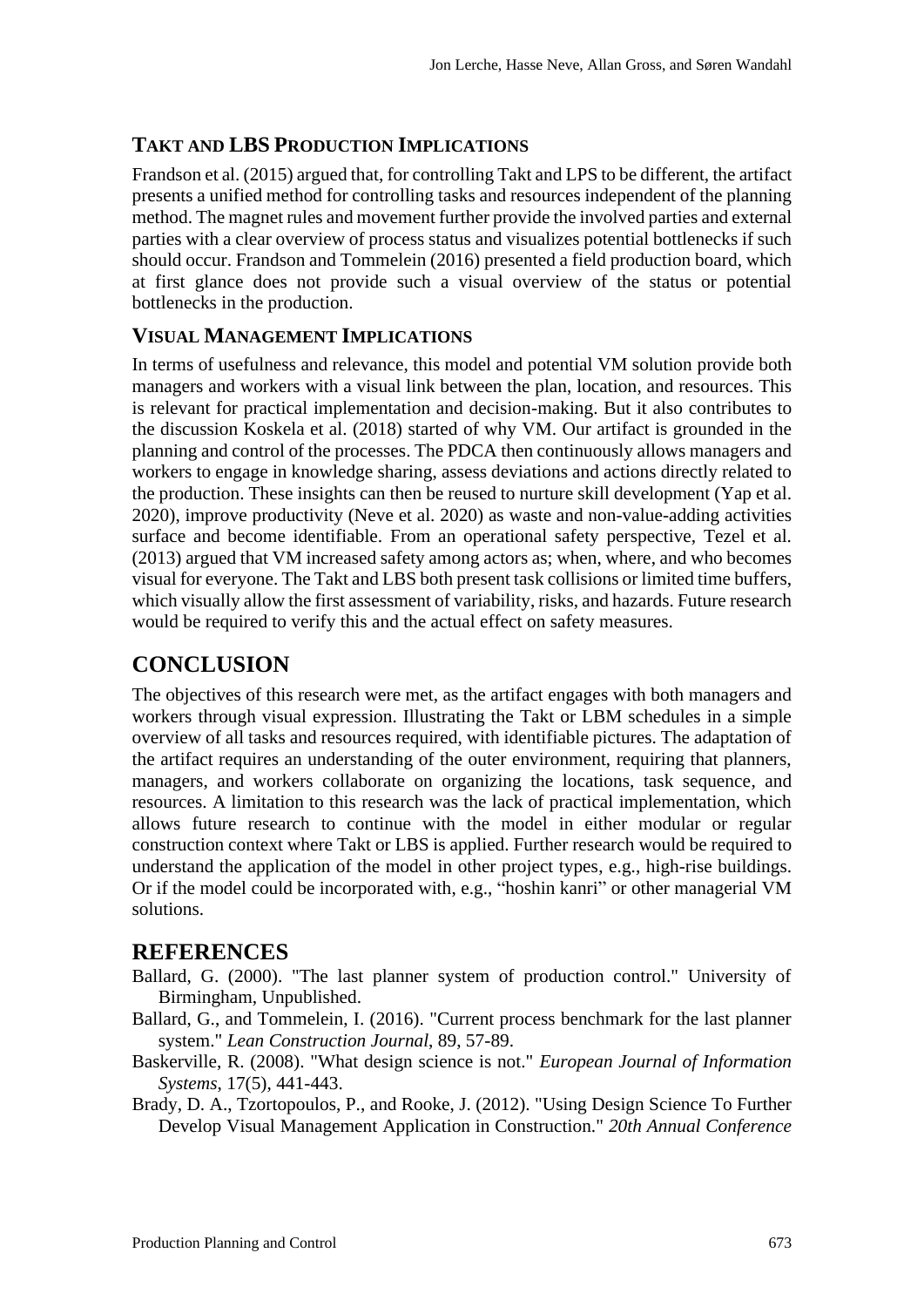### TAKT AND LBS PRODUCTION IMPLICATIONS

Frandson et al. (2015) argued that, for controlling Takt and LPS to be different, the artifact presents a unified method for controlling tasks and resources independent of the planning method. The magnet rules and movement further provide the involved parties and external parties with a clear overview of process status and visualizes potential bottlenecks if such should occur. Frandson and Tommelein (2016) presented a field production board, which at first glance does not provide such a visual overview of the status or potential bottlenecks in the production.

### VISUAL MANAGEMENT IMPLICATIONS

In terms of usefulness and relevance, this model and potential VM solution provide both managers and workers with a visual link between the plan, location, and resources. This is relevant for practical implementation and decision-making. But it also contributes to the discussion Koskela et al. (2018) started of why VM. Our artifact is grounded in the planning and control of the processes. The PDCA then continuously allows managers and workers to engage in knowledge sharing, assess deviations and actions directly related to the production. These insights can then be reused to nurture skill development (Yap et al. 2020), improve productivity (Neve et al. 2020) as waste and non-value-adding activities surface and become identifiable. From an operational safety perspective, Tezel et al. (2013) argued that VM increased safety among actors as; when, where, and who becomes visual for everyone. The Takt and LBS both present task collisions or limited time buffers, which visually allow the first assessment of variability, risks, and hazards. Future research would be required to verify this and the actual effect on safety measures.

## CONCLUSION

The objectives of this research were met, as the artifact engages with both managers and workers through visual expression. Illustrating the Takt or LBM schedules in a simple overview of all tasks and resources required, with identifiable pictures. The adaptation of the artifact requires an understanding of the outer environment, requiring that planners, managers, and workers collaborate on organizing the locations, task sequence, and resources. A limitation to this research was the lack of practical implementation, which allows future research to continue with the model in either modular or regular construction context where Takt or LBS is applied. Further research would be required to understand the application of the model in other project types, e.g., high-rise buildings. Or if the model could be incorporated with, e.g., "hoshin kanri" or other managerial VM solutions.

## REFERENCES

Ballard, G. (2000). "The last planner system of production control." University of Birmingham, Unpublished.

Ballard, G., and Tommelein, I. (2016). "Current process benchmark for the last planner system." *Lean Construction Journal*, 89, 57-89.

Baskerville, R. (2008). "What design science is not." *European Journal of Information Systems*, 17(5), 441-443.

Brady, D. A., Tzortopoulos, P., and Rooke, J. (2012). "Using Design Science To Further Develop Visual Management Application in Construction." *20th Annual Conference*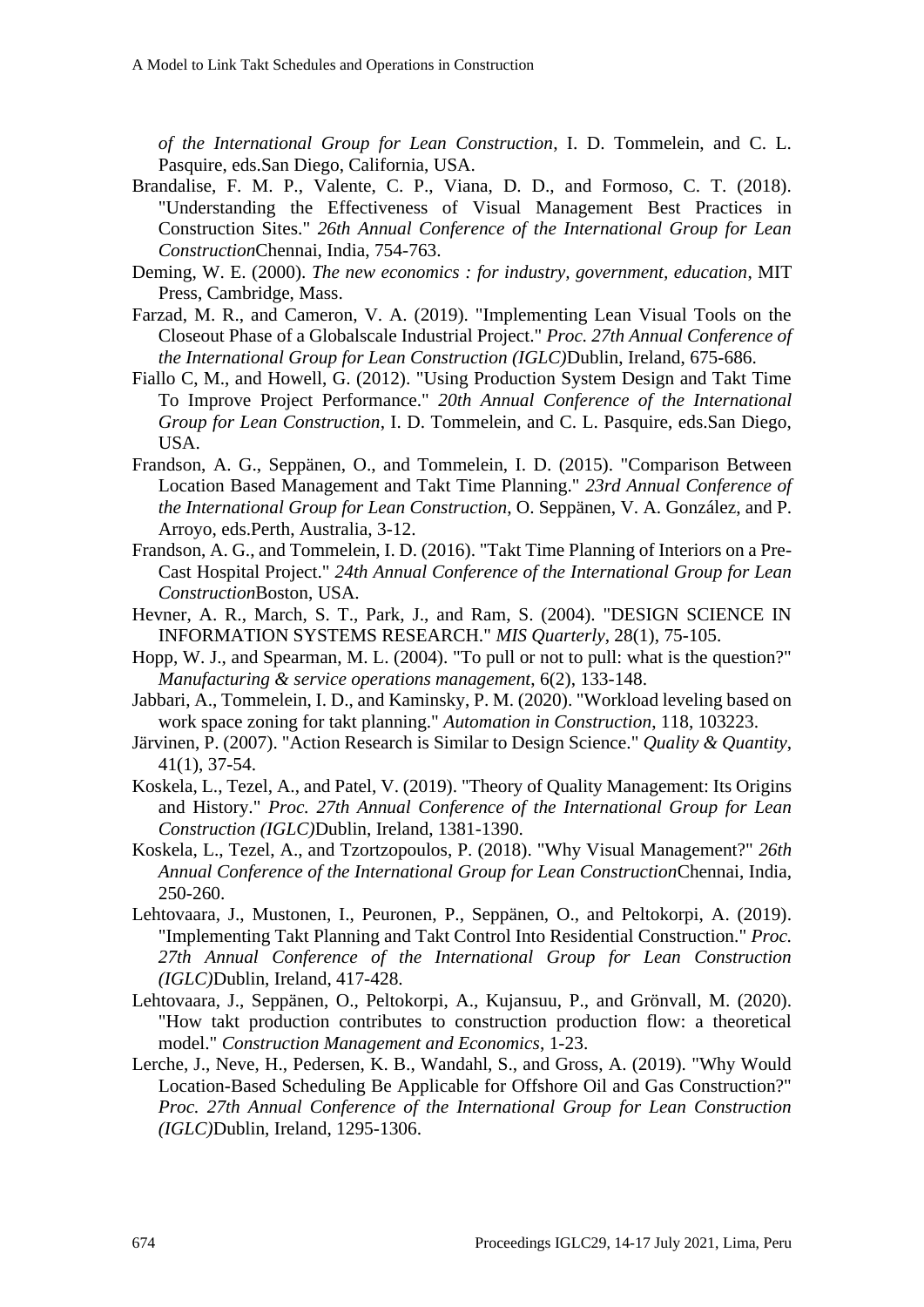*of the International Group for Lean Construction*, I. D. Tommelein, and C. L. Pasquire, eds.San Diego, California, USA.

Brandalise, F. M. P., Valente, C. P., Viana, D. D., and Formoso, C. T. (2018). "Understanding the Effectiveness of Visual Management Best Practices in Construction Sites." *26th Annual Conference of the International Group for Lean Construction*Chennai, India, 754-763.

Deming, W. E. (2000). *The new economics : for industry, government, education*, MIT Press, Cambridge, Mass.

Farzad, M. R., and Cameron, V. A. (2019). "Implementing Lean Visual Tools on the Closeout Phase of a Globalscale Industrial Project." *Proc. 27th Annual Conference of the International Group for Lean Construction (IGLC)*Dublin, Ireland, 675-686.

Fiallo C, M., and Howell, G. (2012). "Using Production System Design and Takt Time To Improve Project Performance." *20th Annual Conference of the International Group for Lean Construction*, I. D. Tommelein, and C. L. Pasquire, eds.San Diego, USA.

Frandson, A. G., Seppänen, O., and Tommelein, I. D. (2015). "Comparison Between Location Based Management and Takt Time Planning." *23rd Annual Conference of the International Group for Lean Construction*, O. Seppänen, V. A. González, and P. Arroyo, eds.Perth, Australia, 3-12.

Frandson, A. G., and Tommelein, I. D. (2016). "Takt Time Planning of Interiors on a Pre-Cast Hospital Project." *24th Annual Conference of the International Group for Lean Construction*Boston, USA.

Hevner, A. R., March, S. T., Park, J., and Ram, S. (2004). "DESIGN SCIENCE IN INFORMATION SYSTEMS RESEARCH." *MIS Quarterly*, 28(1), 75-105.

Hopp, W. J., and Spearman, M. L. (2004). "To pull or not to pull: what is the question?" *Manufacturing & service operations management*, 6(2), 133-148.

Jabbari, A., Tommelein, I. D., and Kaminsky, P. M. (2020). "Workload leveling based on work space zoning for takt planning." *Automation in Construction*, 118, 103223.

Järvinen, P. (2007). "Action Research is Similar to Design Science." *Quality & Quantity*, 41(1), 37-54.

Koskela, L., Tezel, A., and Patel, V. (2019). "Theory of Quality Management: Its Origins and History." *Proc. 27th Annual Conference of the International Group for Lean Construction (IGLC)*Dublin, Ireland, 1381-1390.

Koskela, L., Tezel, A., and Tzortzopoulos, P. (2018). "Why Visual Management?" *26th Annual Conference of the International Group for Lean Construction*Chennai, India, 250-260.

Lehtovaara, J., Mustonen, I., Peuronen, P., Seppänen, O., and Peltokorpi, A. (2019). "Implementing Takt Planning and Takt Control Into Residential Construction." *Proc. 27th Annual Conference of the International Group for Lean Construction (IGLC)*Dublin, Ireland, 417-428.

Lehtovaara, J., Seppänen, O., Peltokorpi, A., Kujansuu, P., and Grönvall, M. (2020). "How takt production contributes to construction production flow: a theoretical model." *Construction Management and Economics*, 1-23.

Lerche, J., Neve, H., Pedersen, K. B., Wandahl, S., and Gross, A. (2019). "Why Would Location-Based Scheduling Be Applicable for Offshore Oil and Gas Construction?" *Proc. 27th Annual Conference of the International Group for Lean Construction (IGLC)*Dublin, Ireland, 1295-1306.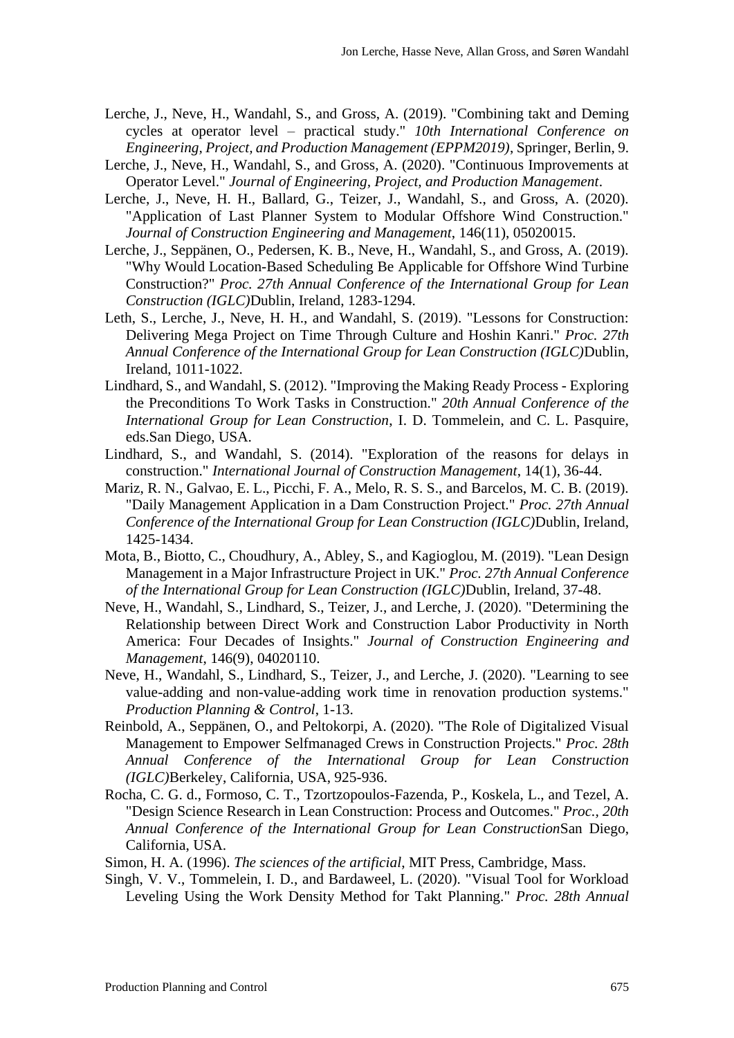Lerche, J., Neve, H., Wandahl, S., and Gross, A. (2019). "Combining takt and Deming cycles at operator level – practical study." *10th International Conference on Engineering, Project, and Production Management (EPPM2019)*, Springer, Berlin, 9.

Lerche, J., Neve, H., Wandahl, S., and Gross, A. (2020). "Continuous Improvements at Operator Level." *Journal of Engineering, Project, and Production Management*.

Lerche, J., Neve, H. H., Ballard, G., Teizer, J., Wandahl, S., and Gross, A. (2020). "Application of Last Planner System to Modular Offshore Wind Construction." *Journal of Construction Engineering and Management*, 146(11), 05020015.

Lerche, J., Seppänen, O., Pedersen, K. B., Neve, H., Wandahl, S., and Gross, A. (2019). "Why Would Location-Based Scheduling Be Applicable for Offshore Wind Turbine Construction?" *Proc. 27th Annual Conference of the International Group for Lean Construction (IGLC)*Dublin, Ireland, 1283-1294.

Leth, S., Lerche, J., Neve, H. H., and Wandahl, S. (2019). "Lessons for Construction: Delivering Mega Project on Time Through Culture and Hoshin Kanri." *Proc. 27th Annual Conference of the International Group for Lean Construction (IGLC)*Dublin, Ireland, 1011-1022.

Lindhard, S., and Wandahl, S. (2012). "Improving the Making Ready Process - Exploring the Preconditions To Work Tasks in Construction." *20th Annual Conference of the International Group for Lean Construction*, I. D. Tommelein, and C. L. Pasquire, eds.San Diego, USA.

Lindhard, S., and Wandahl, S. (2014). "Exploration of the reasons for delays in construction." *International Journal of Construction Management*, 14(1), 36-44.

Mariz, R. N., Galvao, E. L., Picchi, F. A., Melo, R. S. S., and Barcelos, M. C. B. (2019). "Daily Management Application in a Dam Construction Project." *Proc. 27th Annual Conference of the International Group for Lean Construction (IGLC)*Dublin, Ireland, 1425-1434.

Mota, B., Biotto, C., Choudhury, A., Abley, S., and Kagioglou, M. (2019). "Lean Design Management in a Major Infrastructure Project in UK." *Proc. 27th Annual Conference of the International Group for Lean Construction (IGLC)*Dublin, Ireland, 37-48.

Neve, H., Wandahl, S., Lindhard, S., Teizer, J., and Lerche, J. (2020). "Determining the Relationship between Direct Work and Construction Labor Productivity in North America: Four Decades of Insights." *Journal of Construction Engineering and Management*, 146(9), 04020110.

Neve, H., Wandahl, S., Lindhard, S., Teizer, J., and Lerche, J. (2020). "Learning to see value-adding and non-value-adding work time in renovation production systems." *Production Planning & Control*, 1-13.

Reinbold, A., Seppänen, O., and Peltokorpi, A. (2020). "The Role of Digitalized Visual Management to Empower Selfmanaged Crews in Construction Projects." *Proc. 28th Annual Conference of the International Group for Lean Construction (IGLC)*Berkeley, California, USA, 925-936.

Rocha, C. G. d., Formoso, C. T., Tzortzopoulos-Fazenda, P., Koskela, L., and Tezel, A. "Design Science Research in Lean Construction: Process and Outcomes." *Proc., 20th Annual Conference of the International Group for Lean Construction*San Diego, California, USA.

Simon, H. A. (1996). *The sciences of the artificial*, MIT Press, Cambridge, Mass.

Singh, V. V., Tommelein, I. D., and Bardaweel, L. (2020). "Visual Tool for Workload Leveling Using the Work Density Method for Takt Planning." *Proc. 28th Annual*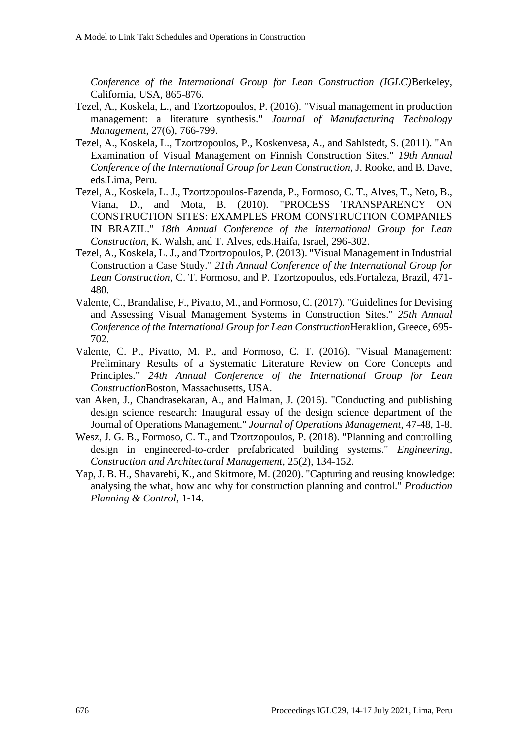*Conference of the International Group for Lean Construction (IGLC)*Berkeley, California, USA, 865-876.

Tezel, A., Koskela, L., and Tzortzopoulos, P. (2016). "Visual management in production management: a literature synthesis." *Journal of Manufacturing Technology Management*, 27(6), 766-799.

Tezel, A., Koskela, L., Tzortzopoulos, P., Koskenvesa, A., and Sahlstedt, S. (2011). "An Examination of Visual Management on Finnish Construction Sites." *19th Annual Conference of the International Group for Lean Construction*, J. Rooke, and B. Dave, eds.Lima, Peru.

Tezel, A., Koskela, L. J., Tzortzopoulos-Fazenda, P., Formoso, C. T., Alves, T., Neto, B., Viana, D., and Mota, B. (2010). "PROCESS TRANSPARENCY ON CONSTRUCTION SITES: EXAMPLES FROM CONSTRUCTION COMPANIES IN BRAZIL." *18th Annual Conference of the International Group for Lean Construction*, K. Walsh, and T. Alves, eds.Haifa, Israel, 296-302.

Tezel, A., Koskela, L. J., and Tzortzopoulos, P. (2013). "Visual Management in Industrial Construction a Case Study." *21th Annual Conference of the International Group for Lean Construction*, C. T. Formoso, and P. Tzortzopoulos, eds.Fortaleza, Brazil, 471-480.

Valente, C., Brandalise, F., Pivatto, M., and Formoso, C. (2017). "Guidelines for Devising and Assessing Visual Management Systems in Construction Sites." *25th Annual Conference of the International Group for Lean Construction*Heraklion, Greece, 695-702.

Valente, C. P., Pivatto, M. P., and Formoso, C. T. (2016). "Visual Management: Preliminary Results of a Systematic Literature Review on Core Concepts and Principles." *24th Annual Conference of the International Group for Lean Construction*Boston, Massachusetts, USA.

van Aken, J., Chandrasekaran, A., and Halman, J. (2016). "Conducting and publishing design science research: Inaugural essay of the design science department of the Journal of Operations Management." *Journal of Operations Management*, 47-48, 1-8.

Wesz, J. G. B., Formoso, C. T., and Tzortzopoulos, P. (2018). "Planning and controlling design in engineered-to-order prefabricated building systems." *Engineering, Construction and Architectural Management*, 25(2), 134-152.

Yap, J. B. H., Shavarebi, K., and Skitmore, M. (2020). "Capturing and reusing knowledge: analysing the what, how and why for construction planning and control." *Production Planning & Control*, 1-14.